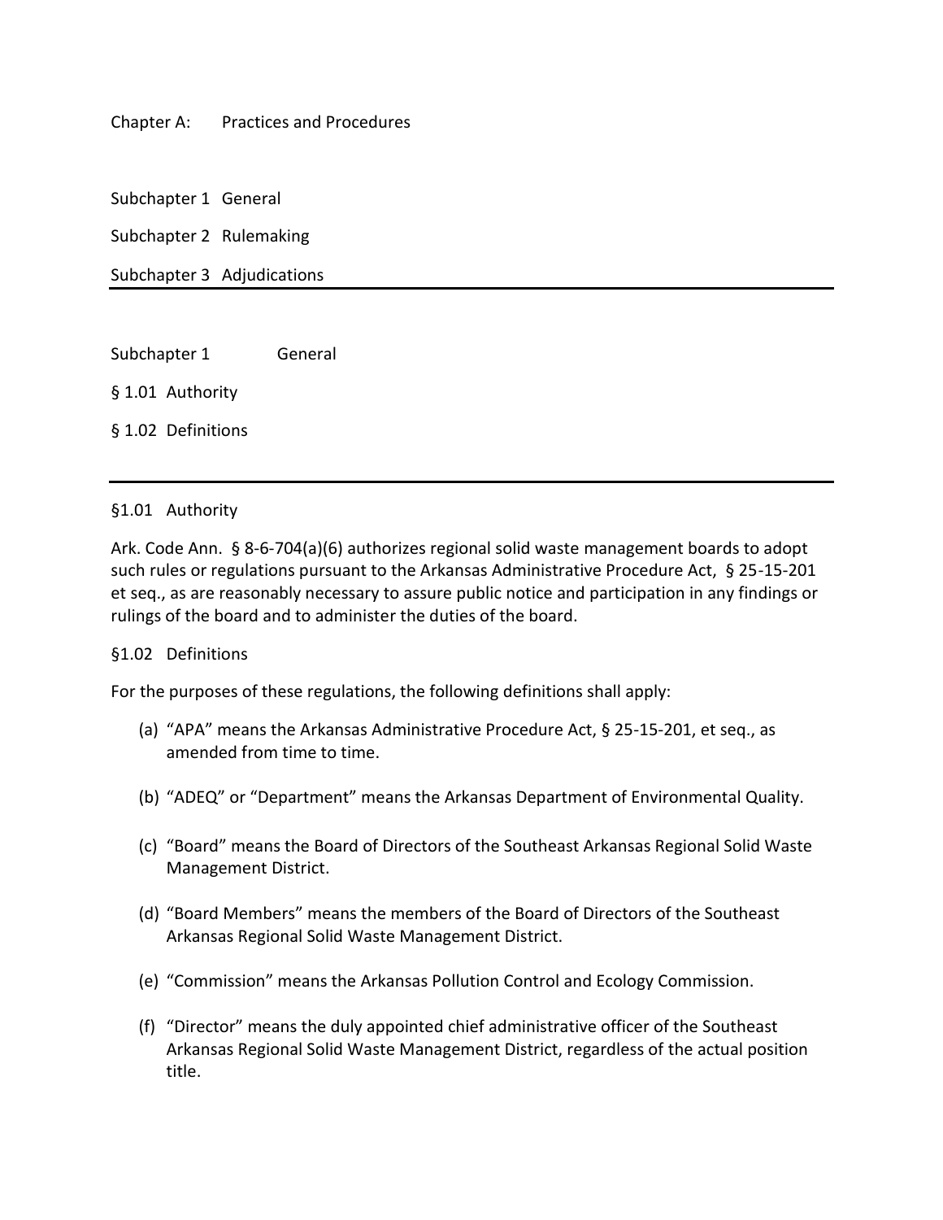# Chapter A: Practices and Procedures

Subchapter 1 General

Subchapter 2 Rulemaking

Subchapter 3 Adjudications

---

## Subchapter 1 General

§ 1.01 Authority

§ 1.02 Definitions

---

### §1.01 Authority

Ark. Code Ann. § 8-6-704(a)(6) authorizes regional solid waste management boards to adopt such rules or regulations pursuant to the Arkansas Administrative Procedure Act, § 25-15-201 et seq., as are reasonably necessary to assure public notice and participation in any findings or rulings of the board and to administer the duties of the board.

### §1.02 Definitions

For the purposes of these regulations, the following definitions shall apply:

(a) "APA" means the Arkansas Administrative Procedure Act, § 25-15-201, et seq., as amended from time to time.

(b) "ADEQ" or "Department" means the Arkansas Department of Environmental Quality.

(c) "Board" means the Board of Directors of the Southeast Arkansas Regional Solid Waste Management District.

(d) "Board Members" means the members of the Board of Directors of the Southeast Arkansas Regional Solid Waste Management District.

(e) "Commission" means the Arkansas Pollution Control and Ecology Commission.

(f) "Director" means the duly appointed chief administrative officer of the Southeast Arkansas Regional Solid Waste Management District, regardless of the actual position title.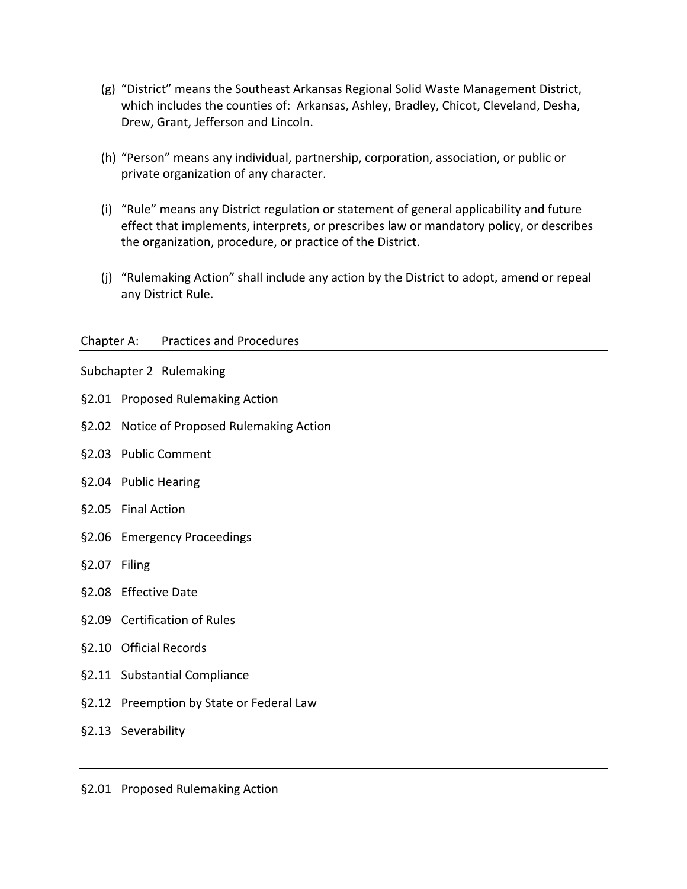(g) "District" means the Southeast Arkansas Regional Solid Waste Management District, which includes the counties of: Arkansas, Ashley, Bradley, Chicot, Cleveland, Desha, Drew, Grant, Jefferson and Lincoln.

(h) "Person" means any individual, partnership, corporation, association, or public or private organization of any character.

(i) "Rule" means any District regulation or statement of general applicability and future effect that implements, interprets, or prescribes law or mandatory policy, or describes the organization, procedure, or practice of the District.

(j) "Rulemaking Action" shall include any action by the District to adopt, amend or repeal any District Rule.

## Chapter A: Practices and Procedures

### Subchapter 2 Rulemaking

§2.01 Proposed Rulemaking Action

§2.02 Notice of Proposed Rulemaking Action

§2.03 Public Comment

§2.04 Public Hearing

§2.05 Final Action

§2.06 Emergency Proceedings

§2.07 Filing

§2.08 Effective Date

§2.09 Certification of Rules

§2.10 Official Records

§2.11 Substantial Compliance

§2.12 Preemption by State or Federal Law

§2.13 Severability

---

#### §2.01 Proposed Rulemaking Action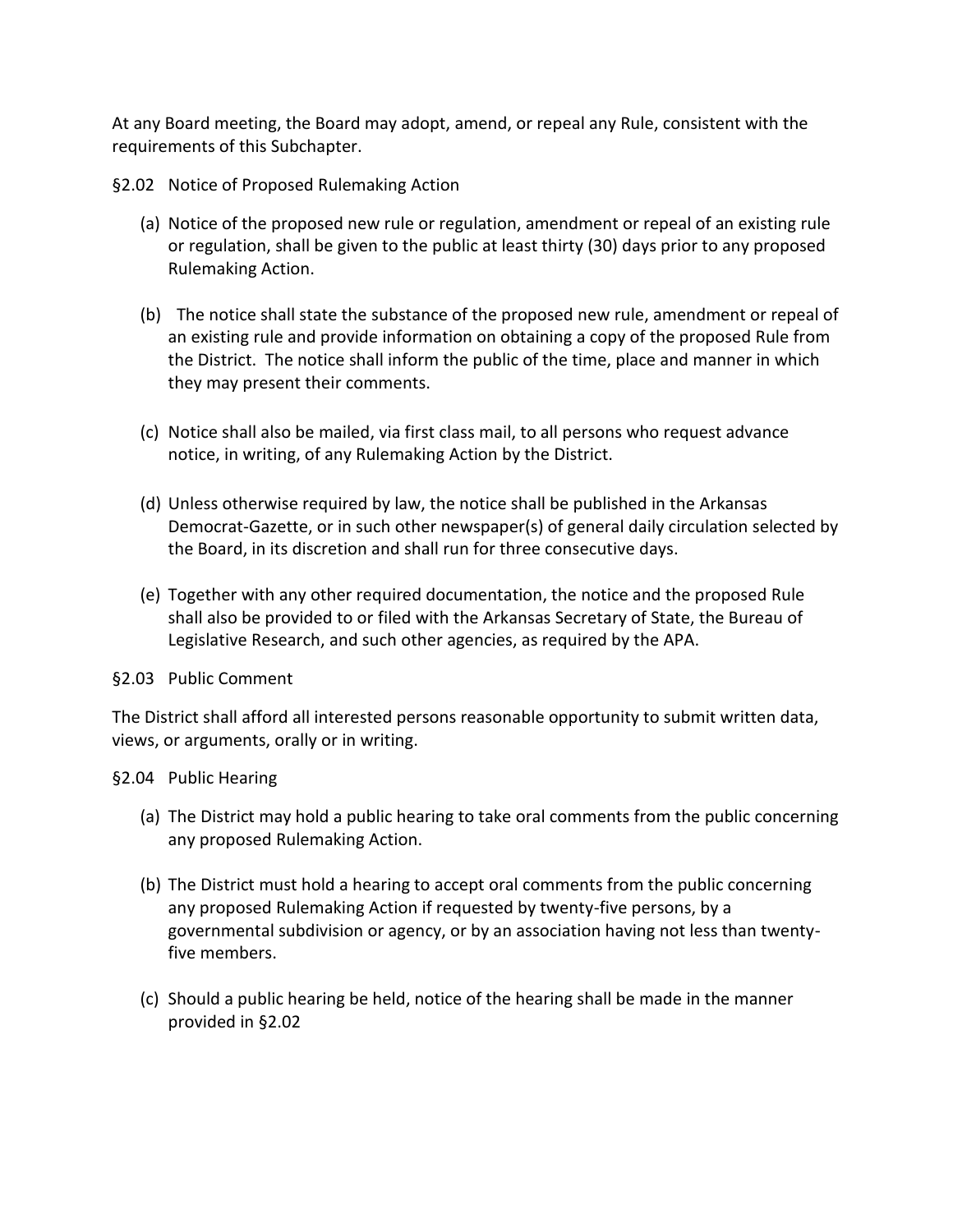At any Board meeting, the Board may adopt, amend, or repeal any Rule, consistent with the requirements of this Subchapter.

§2.02 Notice of Proposed Rulemaking Action

(a) Notice of the proposed new rule or regulation, amendment or repeal of an existing rule or regulation, shall be given to the public at least thirty (30) days prior to any proposed Rulemaking Action.

(b) The notice shall state the substance of the proposed new rule, amendment or repeal of an existing rule and provide information on obtaining a copy of the proposed Rule from the District. The notice shall inform the public of the time, place and manner in which they may present their comments.

(c) Notice shall also be mailed, via first class mail, to all persons who request advance notice, in writing, of any Rulemaking Action by the District.

(d) Unless otherwise required by law, the notice shall be published in the Arkansas Democrat-Gazette, or in such other newspaper(s) of general daily circulation selected by the Board, in its discretion and shall run for three consecutive days.

(e) Together with any other required documentation, the notice and the proposed Rule shall also be provided to or filed with the Arkansas Secretary of State, the Bureau of Legislative Research, and such other agencies, as required by the APA.

§2.03 Public Comment

The District shall afford all interested persons reasonable opportunity to submit written data, views, or arguments, orally or in writing.

§2.04 Public Hearing

(a) The District may hold a public hearing to take oral comments from the public concerning any proposed Rulemaking Action.

(b) The District must hold a hearing to accept oral comments from the public concerning any proposed Rulemaking Action if requested by twenty-five persons, by a governmental subdivision or agency, or by an association having not less than twenty-five members.

(c) Should a public hearing be held, notice of the hearing shall be made in the manner provided in §2.02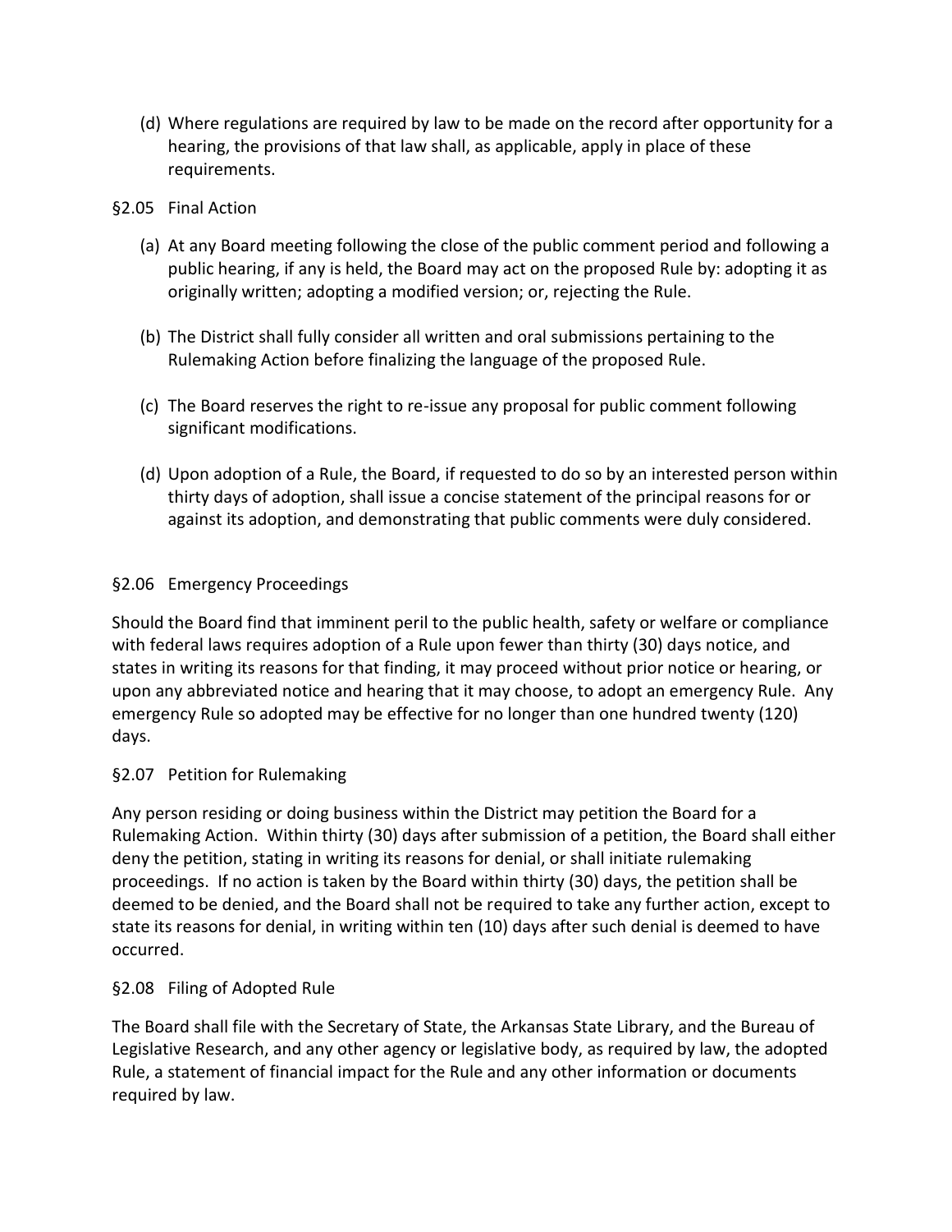(d) Where regulations are required by law to be made on the record after opportunity for a hearing, the provisions of that law shall, as applicable, apply in place of these requirements.

§2.05 Final Action

(a) At any Board meeting following the close of the public comment period and following a public hearing, if any is held, the Board may act on the proposed Rule by: adopting it as originally written; adopting a modified version; or, rejecting the Rule.

(b) The District shall fully consider all written and oral submissions pertaining to the Rulemaking Action before finalizing the language of the proposed Rule.

(c) The Board reserves the right to re-issue any proposal for public comment following significant modifications.

(d) Upon adoption of a Rule, the Board, if requested to do so by an interested person within thirty days of adoption, shall issue a concise statement of the principal reasons for or against its adoption, and demonstrating that public comments were duly considered.

§2.06 Emergency Proceedings

Should the Board find that imminent peril to the public health, safety or welfare or compliance with federal laws requires adoption of a Rule upon fewer than thirty (30) days notice, and states in writing its reasons for that finding, it may proceed without prior notice or hearing, or upon any abbreviated notice and hearing that it may choose, to adopt an emergency Rule. Any emergency Rule so adopted may be effective for no longer than one hundred twenty (120) days.

§2.07 Petition for Rulemaking

Any person residing or doing business within the District may petition the Board for a Rulemaking Action. Within thirty (30) days after submission of a petition, the Board shall either deny the petition, stating in writing its reasons for denial, or shall initiate rulemaking proceedings. If no action is taken by the Board within thirty (30) days, the petition shall be deemed to be denied, and the Board shall not be required to take any further action, except to state its reasons for denial, in writing within ten (10) days after such denial is deemed to have occurred.

§2.08 Filing of Adopted Rule

The Board shall file with the Secretary of State, the Arkansas State Library, and the Bureau of Legislative Research, and any other agency or legislative body, as required by law, the adopted Rule, a statement of financial impact for the Rule and any other information or documents required by law.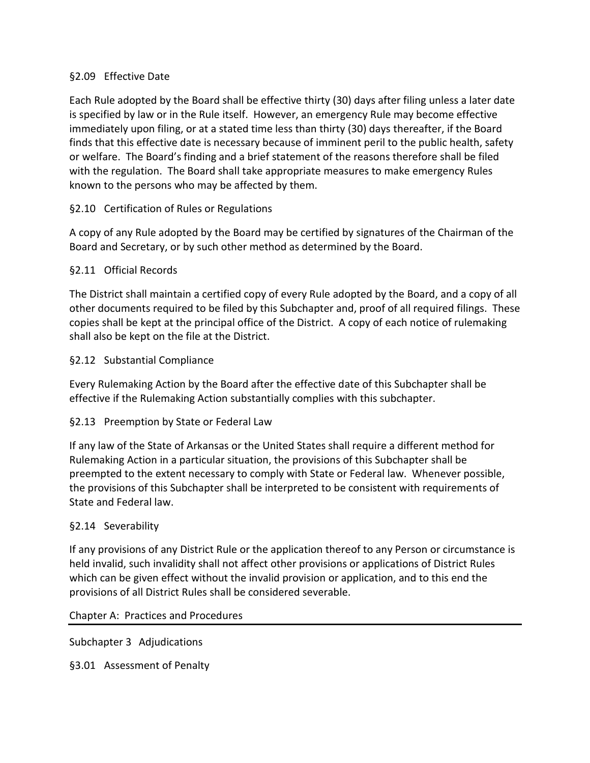### §2.09 Effective Date

Each Rule adopted by the Board shall be effective thirty (30) days after filing unless a later date is specified by law or in the Rule itself. However, an emergency Rule may become effective immediately upon filing, or at a stated time less than thirty (30) days thereafter, if the Board finds that this effective date is necessary because of imminent peril to the public health, safety or welfare. The Board's finding and a brief statement of the reasons therefore shall be filed with the regulation. The Board shall take appropriate measures to make emergency Rules known to the persons who may be affected by them.

### §2.10 Certification of Rules or Regulations

A copy of any Rule adopted by the Board may be certified by signatures of the Chairman of the Board and Secretary, or by such other method as determined by the Board.

### §2.11 Official Records

The District shall maintain a certified copy of every Rule adopted by the Board, and a copy of all other documents required to be filed by this Subchapter and, proof of all required filings. These copies shall be kept at the principal office of the District. A copy of each notice of rulemaking shall also be kept on the file at the District.

### §2.12 Substantial Compliance

Every Rulemaking Action by the Board after the effective date of this Subchapter shall be effective if the Rulemaking Action substantially complies with this subchapter.

### §2.13 Preemption by State or Federal Law

If any law of the State of Arkansas or the United States shall require a different method for Rulemaking Action in a particular situation, the provisions of this Subchapter shall be preempted to the extent necessary to comply with State or Federal law. Whenever possible, the provisions of this Subchapter shall be interpreted to be consistent with requirements of State and Federal law.

### §2.14 Severability

If any provisions of any District Rule or the application thereof to any Person or circumstance is held invalid, such invalidity shall not affect other provisions or applications of District Rules which can be given effect without the invalid provision or application, and to this end the provisions of all District Rules shall be considered severable.

# Chapter A: Practices and Procedures

## Subchapter 3 Adjudications

### §3.01 Assessment of Penalty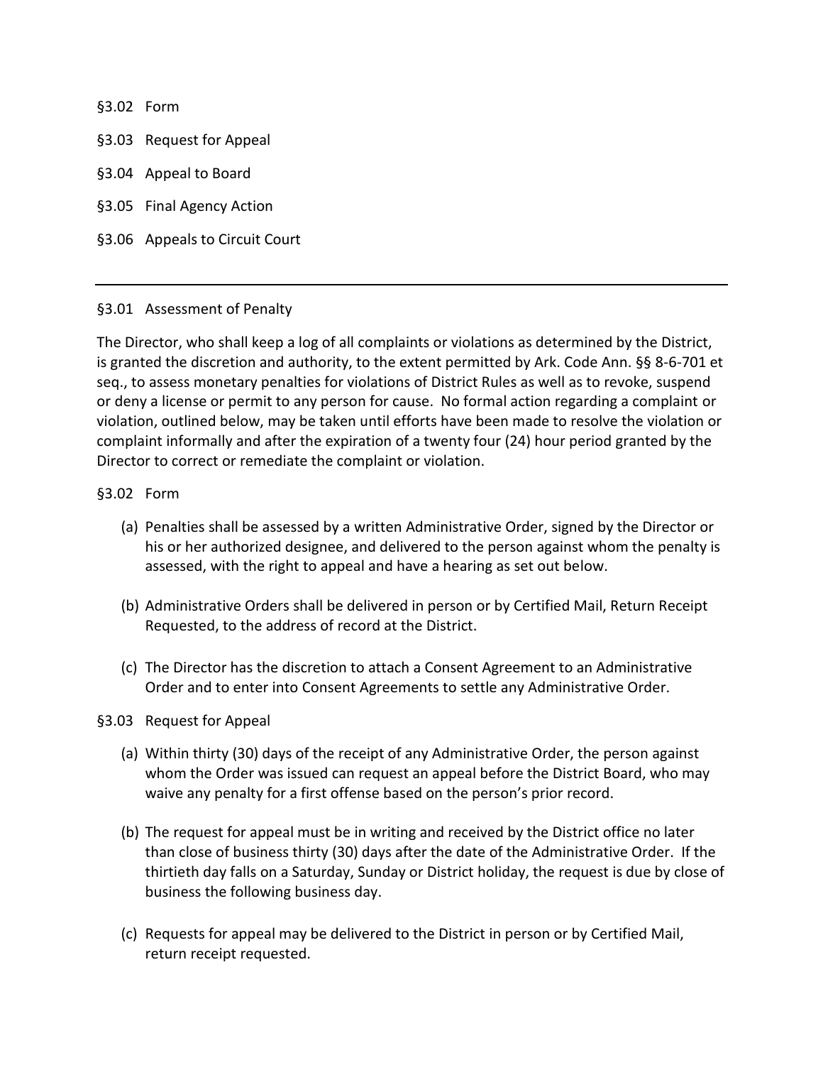§3.02 Form

§3.03 Request for Appeal

§3.04 Appeal to Board

§3.05 Final Agency Action

§3.06 Appeals to Circuit Court

---

§3.01 Assessment of Penalty

The Director, who shall keep a log of all complaints or violations as determined by the District, is granted the discretion and authority, to the extent permitted by Ark. Code Ann. §§ 8-6-701 et seq., to assess monetary penalties for violations of District Rules as well as to revoke, suspend or deny a license or permit to any person for cause. No formal action regarding a complaint or violation, outlined below, may be taken until efforts have been made to resolve the violation or complaint informally and after the expiration of a twenty four (24) hour period granted by the Director to correct or remediate the complaint or violation.

§3.02 Form

(a) Penalties shall be assessed by a written Administrative Order, signed by the Director or his or her authorized designee, and delivered to the person against whom the penalty is assessed, with the right to appeal and have a hearing as set out below.

(b) Administrative Orders shall be delivered in person or by Certified Mail, Return Receipt Requested, to the address of record at the District.

(c) The Director has the discretion to attach a Consent Agreement to an Administrative Order and to enter into Consent Agreements to settle any Administrative Order.

§3.03 Request for Appeal

(a) Within thirty (30) days of the receipt of any Administrative Order, the person against whom the Order was issued can request an appeal before the District Board, who may waive any penalty for a first offense based on the person's prior record.

(b) The request for appeal must be in writing and received by the District office no later than close of business thirty (30) days after the date of the Administrative Order. If the thirtieth day falls on a Saturday, Sunday or District holiday, the request is due by close of business the following business day.

(c) Requests for appeal may be delivered to the District in person or by Certified Mail, return receipt requested.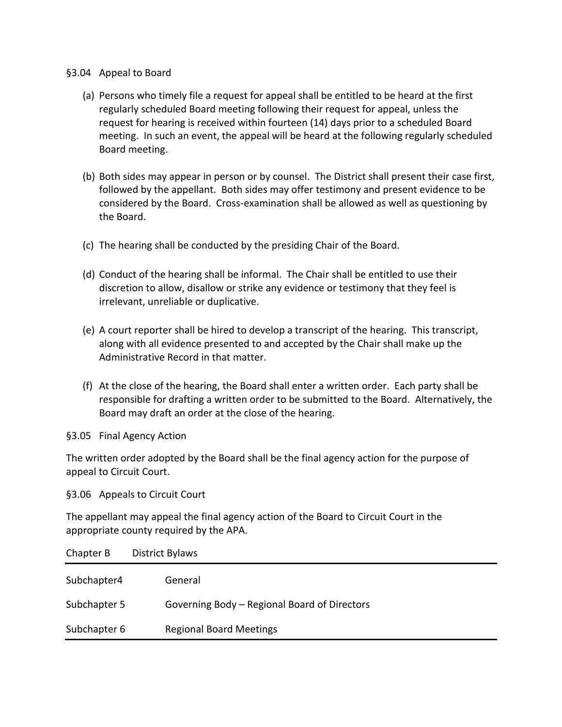§3.04 Appeal to Board

(a) Persons who timely file a request for appeal shall be entitled to be heard at the first regularly scheduled Board meeting following their request for appeal, unless the request for hearing is received within fourteen (14) days prior to a scheduled Board meeting. In such an event, the appeal will be heard at the following regularly scheduled Board meeting.

(b) Both sides may appear in person or by counsel. The District shall present their case first, followed by the appellant. Both sides may offer testimony and present evidence to be considered by the Board. Cross-examination shall be allowed as well as questioning by the Board.

(c) The hearing shall be conducted by the presiding Chair of the Board.

(d) Conduct of the hearing shall be informal. The Chair shall be entitled to use their discretion to allow, disallow or strike any evidence or testimony that they feel is irrelevant, unreliable or duplicative.

(e) A court reporter shall be hired to develop a transcript of the hearing. This transcript, along with all evidence presented to and accepted by the Chair shall make up the Administrative Record in that matter.

(f) At the close of the hearing, the Board shall enter a written order. Each party shall be responsible for drafting a written order to be submitted to the Board. Alternatively, the Board may draft an order at the close of the hearing.

§3.05 Final Agency Action

The written order adopted by the Board shall be the final agency action for the purpose of appeal to Circuit Court.

§3.06 Appeals to Circuit Court

The appellant may appeal the final agency action of the Board to Circuit Court in the appropriate county required by the APA.

| Chapter B | District Bylaws |
|---|---|
| Subchapter4 | General |
| Subchapter 5 | Governing Body – Regional Board of Directors |
| Subchapter 6 | Regional Board Meetings |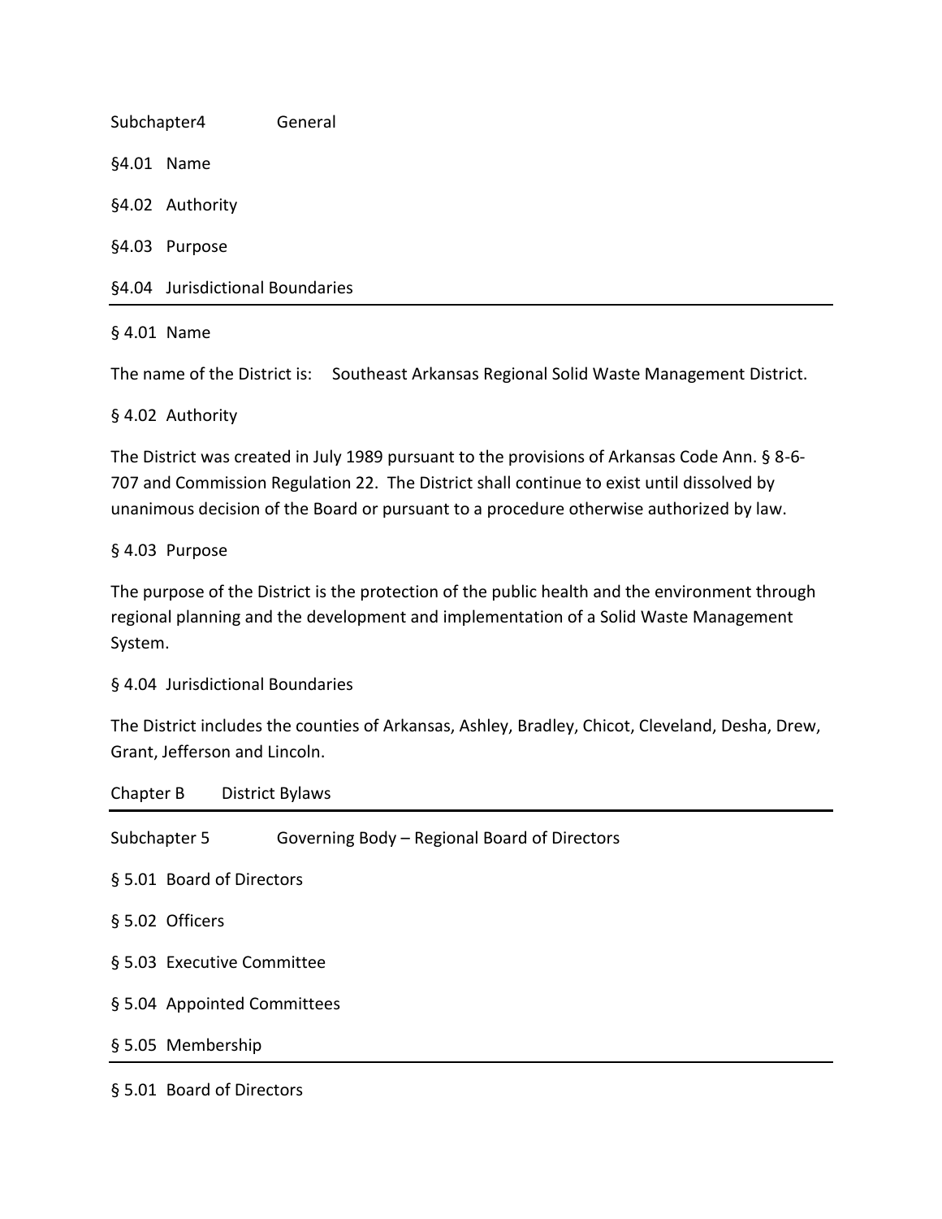Subchapter4 General

§4.01 Name

§4.02 Authority

§4.03 Purpose

§4.04 Jurisdictional Boundaries

---

§ 4.01 Name

The name of the District is: Southeast Arkansas Regional Solid Waste Management District.

§ 4.02 Authority

The District was created in July 1989 pursuant to the provisions of Arkansas Code Ann. § 8-6-707 and Commission Regulation 22. The District shall continue to exist until dissolved by unanimous decision of the Board or pursuant to a procedure otherwise authorized by law.

§ 4.03 Purpose

The purpose of the District is the protection of the public health and the environment through regional planning and the development and implementation of a Solid Waste Management System.

§ 4.04 Jurisdictional Boundaries

The District includes the counties of Arkansas, Ashley, Bradley, Chicot, Cleveland, Desha, Drew, Grant, Jefferson and Lincoln.

Chapter B District Bylaws

---

Subchapter 5 Governing Body – Regional Board of Directors

§ 5.01 Board of Directors

§ 5.02 Officers

§ 5.03 Executive Committee

§ 5.04 Appointed Committees

§ 5.05 Membership

---

§ 5.01 Board of Directors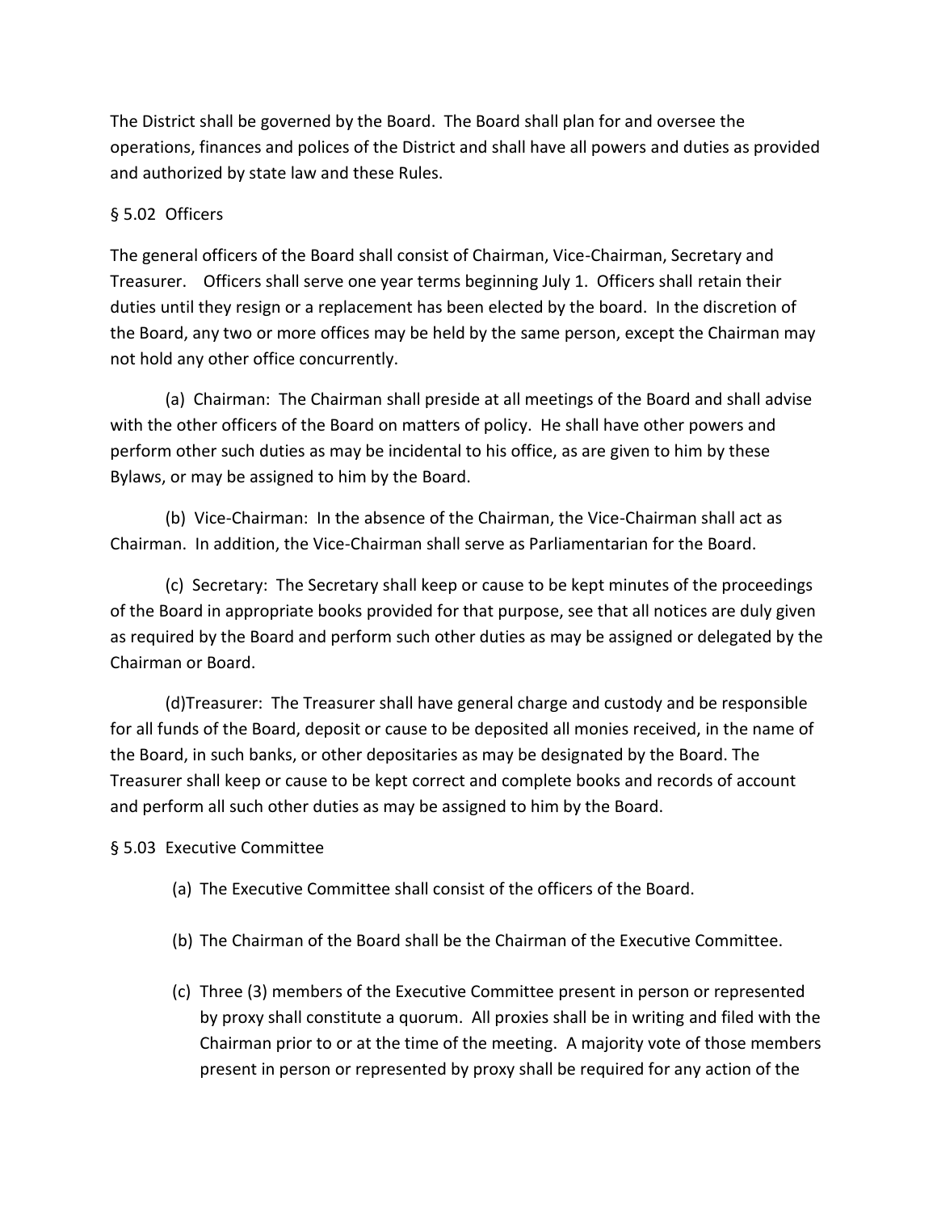The District shall be governed by the Board. The Board shall plan for and oversee the operations, finances and polices of the District and shall have all powers and duties as provided and authorized by state law and these Rules.

## § 5.02 Officers

The general officers of the Board shall consist of Chairman, Vice-Chairman, Secretary and Treasurer. Officers shall serve one year terms beginning July 1. Officers shall retain their duties until they resign or a replacement has been elected by the board. In the discretion of the Board, any two or more offices may be held by the same person, except the Chairman may not hold any other office concurrently.

(a) Chairman: The Chairman shall preside at all meetings of the Board and shall advise with the other officers of the Board on matters of policy. He shall have other powers and perform other such duties as may be incidental to his office, as are given to him by these Bylaws, or may be assigned to him by the Board.

(b) Vice-Chairman: In the absence of the Chairman, the Vice-Chairman shall act as Chairman. In addition, the Vice-Chairman shall serve as Parliamentarian for the Board.

(c) Secretary: The Secretary shall keep or cause to be kept minutes of the proceedings of the Board in appropriate books provided for that purpose, see that all notices are duly given as required by the Board and perform such other duties as may be assigned or delegated by the Chairman or Board.

(d)Treasurer: The Treasurer shall have general charge and custody and be responsible for all funds of the Board, deposit or cause to be deposited all monies received, in the name of the Board, in such banks, or other depositaries as may be designated by the Board. The Treasurer shall keep or cause to be kept correct and complete books and records of account and perform all such other duties as may be assigned to him by the Board.

## § 5.03 Executive Committee

(a) The Executive Committee shall consist of the officers of the Board.

(b) The Chairman of the Board shall be the Chairman of the Executive Committee.

(c) Three (3) members of the Executive Committee present in person or represented by proxy shall constitute a quorum. All proxies shall be in writing and filed with the Chairman prior to or at the time of the meeting. A majority vote of those members present in person or represented by proxy shall be required for any action of the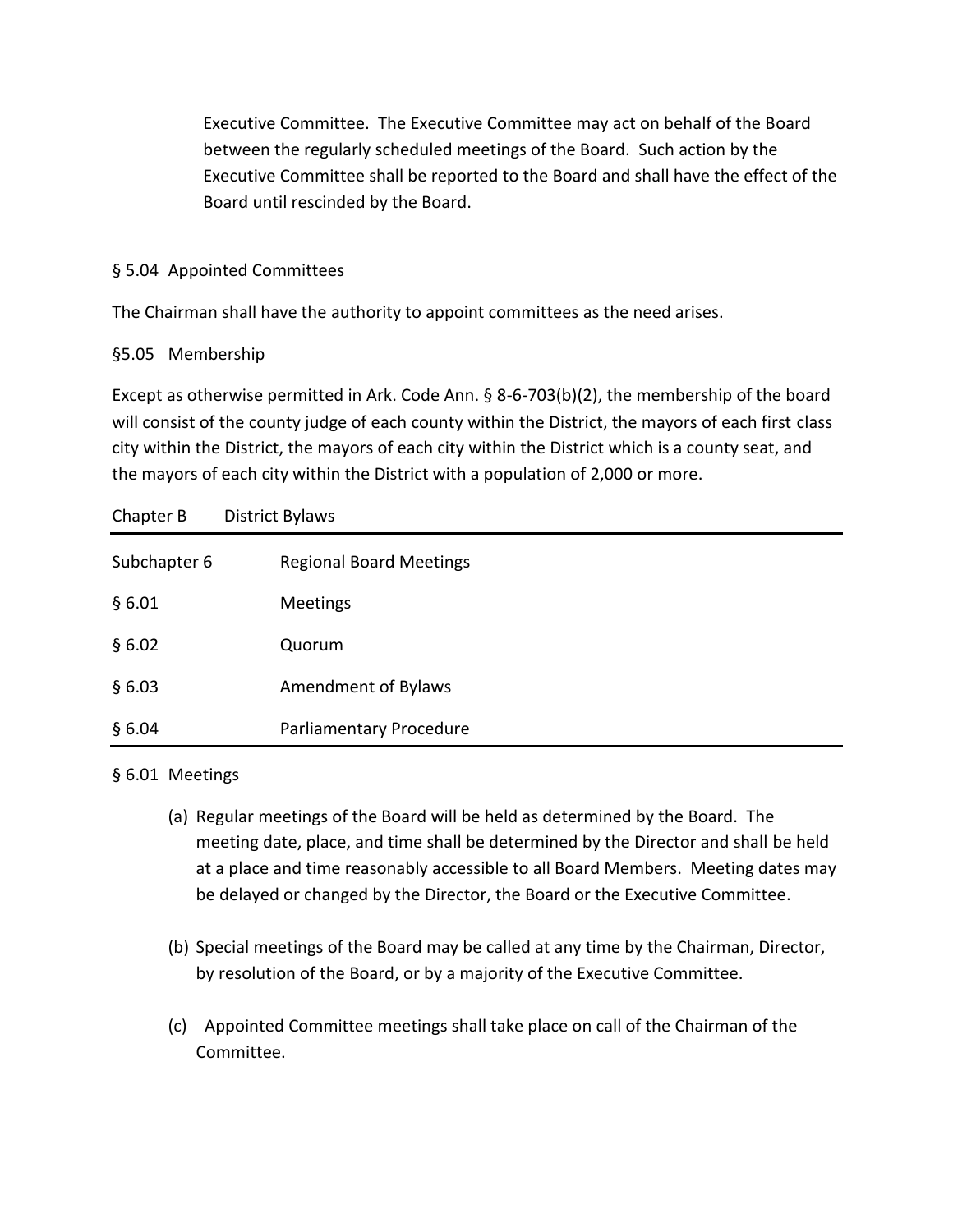Executive Committee. The Executive Committee may act on behalf of the Board between the regularly scheduled meetings of the Board. Such action by the Executive Committee shall be reported to the Board and shall have the effect of the Board until rescinded by the Board.

§ 5.04 Appointed Committees

The Chairman shall have the authority to appoint committees as the need arises.

§5.05 Membership

Except as otherwise permitted in Ark. Code Ann. § 8-6-703(b)(2), the membership of the board will consist of the county judge of each county within the District, the mayors of each first class city within the District, the mayors of each city within the District which is a county seat, and the mayors of each city within the District with a population of 2,000 or more.

| Chapter B | District Bylaws |
|---|---|
| Subchapter 6 | Regional Board Meetings |
| § 6.01 | Meetings |
| § 6.02 | Quorum |
| § 6.03 | Amendment of Bylaws |
| § 6.04 | Parliamentary Procedure |

§ 6.01 Meetings

(a) Regular meetings of the Board will be held as determined by the Board. The meeting date, place, and time shall be determined by the Director and shall be held at a place and time reasonably accessible to all Board Members. Meeting dates may be delayed or changed by the Director, the Board or the Executive Committee.

(b) Special meetings of the Board may be called at any time by the Chairman, Director, by resolution of the Board, or by a majority of the Executive Committee.

(c) Appointed Committee meetings shall take place on call of the Chairman of the Committee.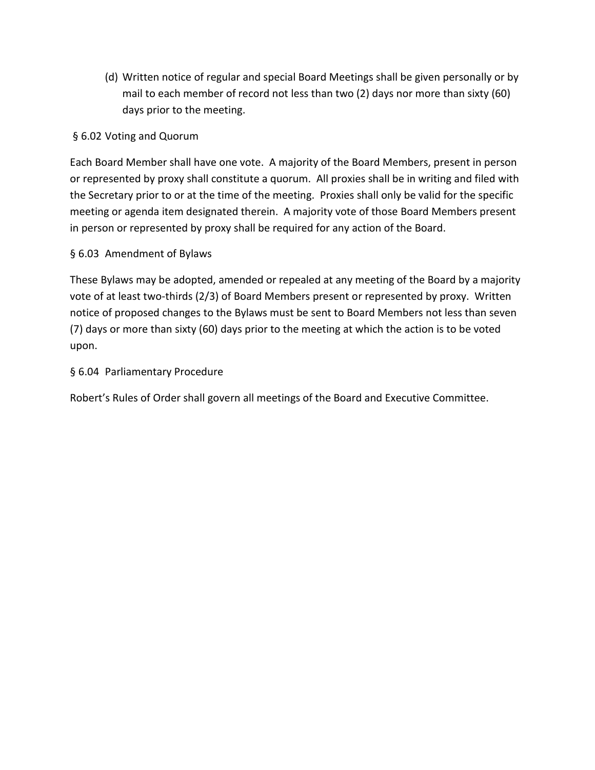(d) Written notice of regular and special Board Meetings shall be given personally or by mail to each member of record not less than two (2) days nor more than sixty (60) days prior to the meeting.

§ 6.02 Voting and Quorum

Each Board Member shall have one vote. A majority of the Board Members, present in person or represented by proxy shall constitute a quorum. All proxies shall be in writing and filed with the Secretary prior to or at the time of the meeting. Proxies shall only be valid for the specific meeting or agenda item designated therein. A majority vote of those Board Members present in person or represented by proxy shall be required for any action of the Board.

§ 6.03 Amendment of Bylaws

These Bylaws may be adopted, amended or repealed at any meeting of the Board by a majority vote of at least two-thirds (2/3) of Board Members present or represented by proxy. Written notice of proposed changes to the Bylaws must be sent to Board Members not less than seven (7) days or more than sixty (60) days prior to the meeting at which the action is to be voted upon.

§ 6.04 Parliamentary Procedure

Robert's Rules of Order shall govern all meetings of the Board and Executive Committee.